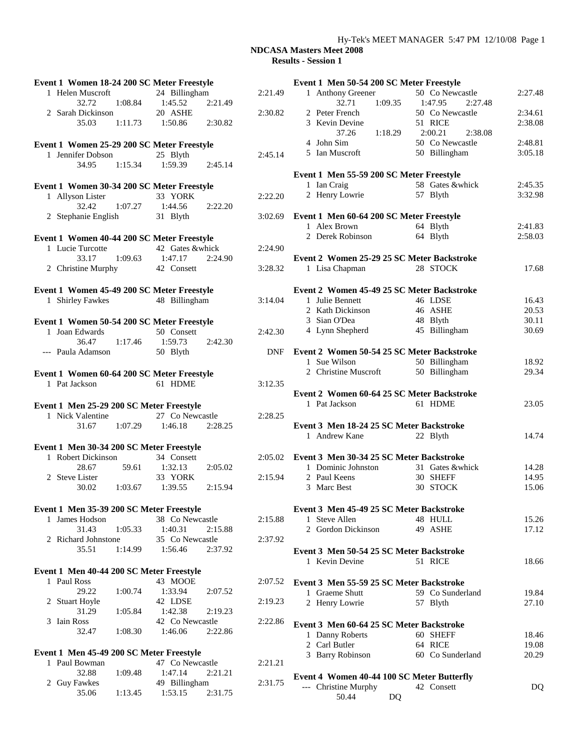**NDCASA Masters Meet 2008**
**Results - Session 1**

### Event 1 Women 18-24 200 SC Meter Freestyle

| Place | Name | Age | Team | Finals Time |
|---|---|---|---|---|
| 1 | Helen Muscroft | 24 | Billingham | 2:21.49 |
| | 32.72 | 1:08.84 | 1:45.52 | 2:21.49 |
| 2 | Sarah Dickinson | 20 | ASHE | 2:30.82 |
| | 35.03 | 1:11.73 | 1:50.86 | 2:30.82 |

### Event 1 Women 25-29 200 SC Meter Freestyle

| Place | Name | Age | Team | Finals Time |
|---|---|---|---|---|
| 1 | Jennifer Dobson | 25 | Blyth | 2:45.14 |
| | 34.95 | 1:15.34 | 1:59.39 | 2:45.14 |

### Event 1 Women 30-34 200 SC Meter Freestyle

| Place | Name | Age | Team | Finals Time |
|---|---|---|---|---|
| 1 | Allyson Lister | 33 | YORK | 2:22.20 |
| | 32.42 | 1:07.27 | 1:44.56 | 2:22.20 |
| 2 | Stephanie English | 31 | Blyth | 3:02.69 |

### Event 1 Women 40-44 200 SC Meter Freestyle

| Place | Name | Age | Team | Finals Time |
|---|---|---|---|---|
| 1 | Lucie Turcotte | 42 | Gates &whick | 2:24.90 |
| | 33.17 | 1:09.63 | 1:47.17 | 2:24.90 |
| 2 | Christine Murphy | 42 | Consett | 3:28.32 |

### Event 1 Women 45-49 200 SC Meter Freestyle

| Place | Name | Age | Team | Finals Time |
|---|---|---|---|---|
| 1 | Shirley Fawkes | 48 | Billingham | 3:14.04 |

### Event 1 Women 50-54 200 SC Meter Freestyle

| Place | Name | Age | Team | Finals Time |
|---|---|---|---|---|
| 1 | Joan Edwards | 50 | Consett | 2:42.30 |
| | 36.47 | 1:17.46 | 1:59.73 | 2:42.30 |
| --- | Paula Adamson | 50 | Blyth | DNF |

### Event 1 Women 60-64 200 SC Meter Freestyle

| Place | Name | Age | Team | Finals Time |
|---|---|---|---|---|
| 1 | Pat Jackson | 61 | HDME | 3:12.35 |

### Event 1 Men 25-29 200 SC Meter Freestyle

| Place | Name | Age | Team | Finals Time |
|---|---|---|---|---|
| 1 | Nick Valentine | 27 | Co Newcastle | 2:28.25 |
| | 31.67 | 1:07.29 | 1:46.18 | 2:28.25 |

### Event 1 Men 30-34 200 SC Meter Freestyle

| Place | Name | Age | Team | Finals Time |
|---|---|---|---|---|
| 1 | Robert Dickinson | 34 | Consett | 2:05.02 |
| | 28.67 | 59.61 | 1:32.13 | 2:05.02 |
| 2 | Steve Lister | 33 | YORK | 2:15.94 |
| | 30.02 | 1:03.67 | 1:39.55 | 2:15.94 |

### Event 1 Men 35-39 200 SC Meter Freestyle

| Place | Name | Age | Team | Finals Time |
|---|---|---|---|---|
| 1 | James Hodson | 38 | Co Newcastle | 2:15.88 |
| | 31.43 | 1:05.33 | 1:40.31 | 2:15.88 |
| 2 | Richard Johnstone | 35 | Co Newcastle | 2:37.92 |
| | 35.51 | 1:14.99 | 1:56.46 | 2:37.92 |

### Event 1 Men 40-44 200 SC Meter Freestyle

| Place | Name | Age | Team | Finals Time |
|---|---|---|---|---|
| 1 | Paul Ross | 43 | MOOE | 2:07.52 |
| | 29.22 | 1:00.74 | 1:33.94 | 2:07.52 |
| 2 | Stuart Hoyle | 42 | LDSE | 2:19.23 |
| | 31.29 | 1:05.84 | 1:42.38 | 2:19.23 |
| 3 | Iain Ross | 42 | Co Newcastle | 2:22.86 |
| | 32.47 | 1:08.30 | 1:46.06 | 2:22.86 |

### Event 1 Men 45-49 200 SC Meter Freestyle

| Place | Name | Age | Team | Finals Time |
|---|---|---|---|---|
| 1 | Paul Bowman | 47 | Co Newcastle | 2:21.21 |
| | 32.88 | 1:09.48 | 1:47.14 | 2:21.21 |
| 2 | Guy Fawkes | 49 | Billingham | 2:31.75 |
| | 35.06 | 1:13.45 | 1:53.15 | 2:31.75 |

### Event 1 Men 50-54 200 SC Meter Freestyle

| Place | Name | Age | Team | Finals Time |
|---|---|---|---|---|
| 1 | Anthony Greener | 50 | Co Newcastle | 2:27.48 |
| | 32.71 | 1:09.35 | 1:47.95 | 2:27.48 |
| 2 | Peter French | 50 | Co Newcastle | 2:34.61 |
| 3 | Kevin Devine | 51 | RICE | 2:38.08 |
| | 37.26 | 1:18.29 | 2:00.21 | 2:38.08 |
| 4 | John Sim | 50 | Co Newcastle | 2:48.81 |
| 5 | Ian Muscroft | 50 | Billingham | 3:05.18 |

### Event 1 Men 55-59 200 SC Meter Freestyle

| Place | Name | Age | Team | Finals Time |
|---|---|---|---|---|
| 1 | Ian Craig | 58 | Gates &whick | 2:45.35 |
| 2 | Henry Lowrie | 57 | Blyth | 3:32.98 |

### Event 1 Men 60-64 200 SC Meter Freestyle

| Place | Name | Age | Team | Finals Time |
|---|---|---|---|---|
| 1 | Alex Brown | 64 | Blyth | 2:41.83 |
| 2 | Derek Robinson | 64 | Blyth | 2:58.03 |

### Event 2 Women 25-29 25 SC Meter Backstroke

| Place | Name | Age | Team | Finals Time |
|---|---|---|---|---|
| 1 | Lisa Chapman | 28 | STOCK | 17.68 |

### Event 2 Women 45-49 25 SC Meter Backstroke

| Place | Name | Age | Team | Finals Time |
|---|---|---|---|---|
| 1 | Julie Bennett | 46 | LDSE | 16.43 |
| 2 | Kath Dickinson | 46 | ASHE | 20.53 |
| 3 | Sian O'Dea | 48 | Blyth | 30.11 |
| 4 | Lynn Shepherd | 45 | Billingham | 30.69 |

### Event 2 Women 50-54 25 SC Meter Backstroke

| Place | Name | Age | Team | Finals Time |
|---|---|---|---|---|
| 1 | Sue Wilson | 50 | Billingham | 18.92 |
| 2 | Christine Muscroft | 50 | Billingham | 29.34 |

### Event 2 Women 60-64 25 SC Meter Backstroke

| Place | Name | Age | Team | Finals Time |
|---|---|---|---|---|
| 1 | Pat Jackson | 61 | HDME | 23.05 |

### Event 3 Men 18-24 25 SC Meter Backstroke

| Place | Name | Age | Team | Finals Time |
|---|---|---|---|---|
| 1 | Andrew Kane | 22 | Blyth | 14.74 |

### Event 3 Men 30-34 25 SC Meter Backstroke

| Place | Name | Age | Team | Finals Time |
|---|---|---|---|---|
| 1 | Dominic Johnston | 31 | Gates &whick | 14.28 |
| 2 | Paul Keens | 30 | SHEFF | 14.95 |
| 3 | Marc Best | 30 | STOCK | 15.06 |

### Event 3 Men 45-49 25 SC Meter Backstroke

| Place | Name | Age | Team | Finals Time |
|---|---|---|---|---|
| 1 | Steve Allen | 48 | HULL | 15.26 |
| 2 | Gordon Dickinson | 49 | ASHE | 17.12 |

### Event 3 Men 50-54 25 SC Meter Backstroke

| Place | Name | Age | Team | Finals Time |
|---|---|---|---|---|
| 1 | Kevin Devine | 51 | RICE | 18.66 |

### Event 3 Men 55-59 25 SC Meter Backstroke

| Place | Name | Age | Team | Finals Time |
|---|---|---|---|---|
| 1 | Graeme Shutt | 59 | Co Sunderland | 19.84 |
| 2 | Henry Lowrie | 57 | Blyth | 27.10 |

### Event 3 Men 60-64 25 SC Meter Backstroke

| Place | Name | Age | Team | Finals Time |
|---|---|---|---|---|
| 1 | Danny Roberts | 60 | SHEFF | 18.46 |
| 2 | Carl Butler | 64 | RICE | 19.08 |
| 3 | Barry Robinson | 60 | Co Sunderland | 20.29 |

### Event 4 Women 40-44 100 SC Meter Butterfly

| Place | Name | Age | Team | Finals Time |
|---|---|---|---|---|
| --- | Christine Murphy | 42 | Consett | DQ |
| | 50.44 | DQ | | |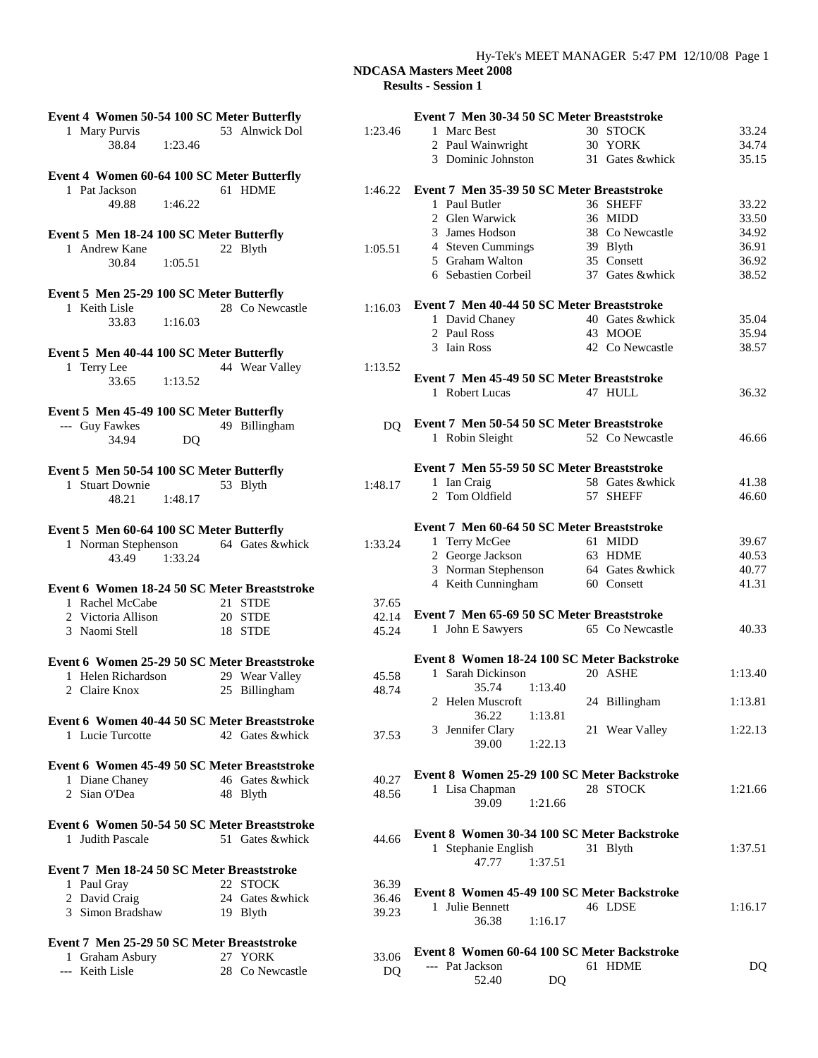**NDCASA Masters Meet 2008**

**Results - Session 1**

**Event 4 Women 50-54 100 SC Meter Butterfly**

| | Name | Age | Team | Time |
|---|---|---|---|---|
| 1 | Mary Purvis | 53 | Alnwick Dol | 1:23.46 |
| | 38.84 1:23.46 | | | |

**Event 4 Women 60-64 100 SC Meter Butterfly**

| | Name | Age | Team | Time |
|---|---|---|---|---|
| 1 | Pat Jackson | 61 | HDME | 1:46.22 |
| | 49.88 1:46.22 | | | |

**Event 5 Men 18-24 100 SC Meter Butterfly**

| | Name | Age | Team | Time |
|---|---|---|---|---|
| 1 | Andrew Kane | 22 | Blyth | 1:05.51 |
| | 30.84 1:05.51 | | | |

**Event 5 Men 25-29 100 SC Meter Butterfly**

| | Name | Age | Team | Time |
|---|---|---|---|---|
| 1 | Keith Lisle | 28 | Co Newcastle | 1:16.03 |
| | 33.83 1:16.03 | | | |

**Event 5 Men 40-44 100 SC Meter Butterfly**

| | Name | Age | Team | Time |
|---|---|---|---|---|
| 1 | Terry Lee | 44 | Wear Valley | 1:13.52 |
| | 33.65 1:13.52 | | | |

**Event 5 Men 45-49 100 SC Meter Butterfly**

| | Name | Age | Team | Time |
|---|---|---|---|---|
| --- | Guy Fawkes | 49 | Billingham | DQ |
| | 34.94 DQ | | | |

**Event 5 Men 50-54 100 SC Meter Butterfly**

| | Name | Age | Team | Time |
|---|---|---|---|---|
| 1 | Stuart Downie | 53 | Blyth | 1:48.17 |
| | 48.21 1:48.17 | | | |

**Event 5 Men 60-64 100 SC Meter Butterfly**

| | Name | Age | Team | Time |
|---|---|---|---|---|
| 1 | Norman Stephenson | 64 | Gates &whick | 1:33.24 |
| | 43.49 1:33.24 | | | |

**Event 6 Women 18-24 50 SC Meter Breaststroke**

| | Name | Age | Team | Time |
|---|---|---|---|---|
| 1 | Rachel McCabe | 21 | STDE | 37.65 |
| 2 | Victoria Allison | 20 | STDE | 42.14 |
| 3 | Naomi Stell | 18 | STDE | 45.24 |

**Event 6 Women 25-29 50 SC Meter Breaststroke**

| | Name | Age | Team | Time |
|---|---|---|---|---|
| 1 | Helen Richardson | 29 | Wear Valley | 45.58 |
| 2 | Claire Knox | 25 | Billingham | 48.74 |

**Event 6 Women 40-44 50 SC Meter Breaststroke**

| | Name | Age | Team | Time |
|---|---|---|---|---|
| 1 | Lucie Turcotte | 42 | Gates &whick | 37.53 |

**Event 6 Women 45-49 50 SC Meter Breaststroke**

| | Name | Age | Team | Time |
|---|---|---|---|---|
| 1 | Diane Chaney | 46 | Gates &whick | 40.27 |
| 2 | Sian O'Dea | 48 | Blyth | 48.56 |

**Event 6 Women 50-54 50 SC Meter Breaststroke**

| | Name | Age | Team | Time |
|---|---|---|---|---|
| 1 | Judith Pascale | 51 | Gates &whick | 44.66 |

**Event 7 Men 18-24 50 SC Meter Breaststroke**

| | Name | Age | Team | Time |
|---|---|---|---|---|
| 1 | Paul Gray | 22 | STOCK | 36.39 |
| 2 | David Craig | 24 | Gates &whick | 36.46 |
| 3 | Simon Bradshaw | 19 | Blyth | 39.23 |

**Event 7 Men 25-29 50 SC Meter Breaststroke**

| | Name | Age | Team | Time |
|---|---|---|---|---|
| 1 | Graham Asbury | 27 | YORK | 33.06 |
| --- | Keith Lisle | 28 | Co Newcastle | DQ |

**Event 7 Men 30-34 50 SC Meter Breaststroke**

| | Name | Age | Team | Time |
|---|---|---|---|---|
| 1 | Marc Best | 30 | STOCK | 33.24 |
| 2 | Paul Wainwright | 30 | YORK | 34.74 |
| 3 | Dominic Johnston | 31 | Gates &whick | 35.15 |

**Event 7 Men 35-39 50 SC Meter Breaststroke**

| | Name | Age | Team | Time |
|---|---|---|---|---|
| 1 | Paul Butler | 36 | SHEFF | 33.22 |
| 2 | Glen Warwick | 36 | MIDD | 33.50 |
| 3 | James Hodson | 38 | Co Newcastle | 34.92 |
| 4 | Steven Cummings | 39 | Blyth | 36.91 |
| 5 | Graham Walton | 35 | Consett | 36.92 |
| 6 | Sebastien Corbeil | 37 | Gates &whick | 38.52 |

**Event 7 Men 40-44 50 SC Meter Breaststroke**

| | Name | Age | Team | Time |
|---|---|---|---|---|
| 1 | David Chaney | 40 | Gates &whick | 35.04 |
| 2 | Paul Ross | 43 | MOOE | 35.94 |
| 3 | Iain Ross | 42 | Co Newcastle | 38.57 |

**Event 7 Men 45-49 50 SC Meter Breaststroke**

| | Name | Age | Team | Time |
|---|---|---|---|---|
| 1 | Robert Lucas | 47 | HULL | 36.32 |

**Event 7 Men 50-54 50 SC Meter Breaststroke**

| | Name | Age | Team | Time |
|---|---|---|---|---|
| 1 | Robin Sleight | 52 | Co Newcastle | 46.66 |

**Event 7 Men 55-59 50 SC Meter Breaststroke**

| | Name | Age | Team | Time |
|---|---|---|---|---|
| 1 | Ian Craig | 58 | Gates &whick | 41.38 |
| 2 | Tom Oldfield | 57 | SHEFF | 46.60 |

**Event 7 Men 60-64 50 SC Meter Breaststroke**

| | Name | Age | Team | Time |
|---|---|---|---|---|
| 1 | Terry McGee | 61 | MIDD | 39.67 |
| 2 | George Jackson | 63 | HDME | 40.53 |
| 3 | Norman Stephenson | 64 | Gates &whick | 40.77 |
| 4 | Keith Cunningham | 60 | Consett | 41.31 |

**Event 7 Men 65-69 50 SC Meter Breaststroke**

| | Name | Age | Team | Time |
|---|---|---|---|---|
| 1 | John E Sawyers | 65 | Co Newcastle | 40.33 |

**Event 8 Women 18-24 100 SC Meter Backstroke**

| | Name | Age | Team | Time |
|---|---|---|---|---|
| 1 | Sarah Dickinson | 20 | ASHE | 1:13.40 |
| | 35.74 1:13.40 | | | |
| 2 | Helen Muscroft | 24 | Billingham | 1:13.81 |
| | 36.22 1:13.81 | | | |
| 3 | Jennifer Clary | 21 | Wear Valley | 1:22.13 |
| | 39.00 1:22.13 | | | |

**Event 8 Women 25-29 100 SC Meter Backstroke**

| | Name | Age | Team | Time |
|---|---|---|---|---|
| 1 | Lisa Chapman | 28 | STOCK | 1:21.66 |
| | 39.09 1:21.66 | | | |

**Event 8 Women 30-34 100 SC Meter Backstroke**

| | Name | Age | Team | Time |
|---|---|---|---|---|
| 1 | Stephanie English | 31 | Blyth | 1:37.51 |
| | 47.77 1:37.51 | | | |

**Event 8 Women 45-49 100 SC Meter Backstroke**

| | Name | Age | Team | Time |
|---|---|---|---|---|
| 1 | Julie Bennett | 46 | LDSE | 1:16.17 |
| | 36.38 1:16.17 | | | |

**Event 8 Women 60-64 100 SC Meter Backstroke**

| | Name | Age | Team | Time |
|---|---|---|---|---|
| --- | Pat Jackson | 61 | HDME | DQ |
| | 52.40 DQ | | | |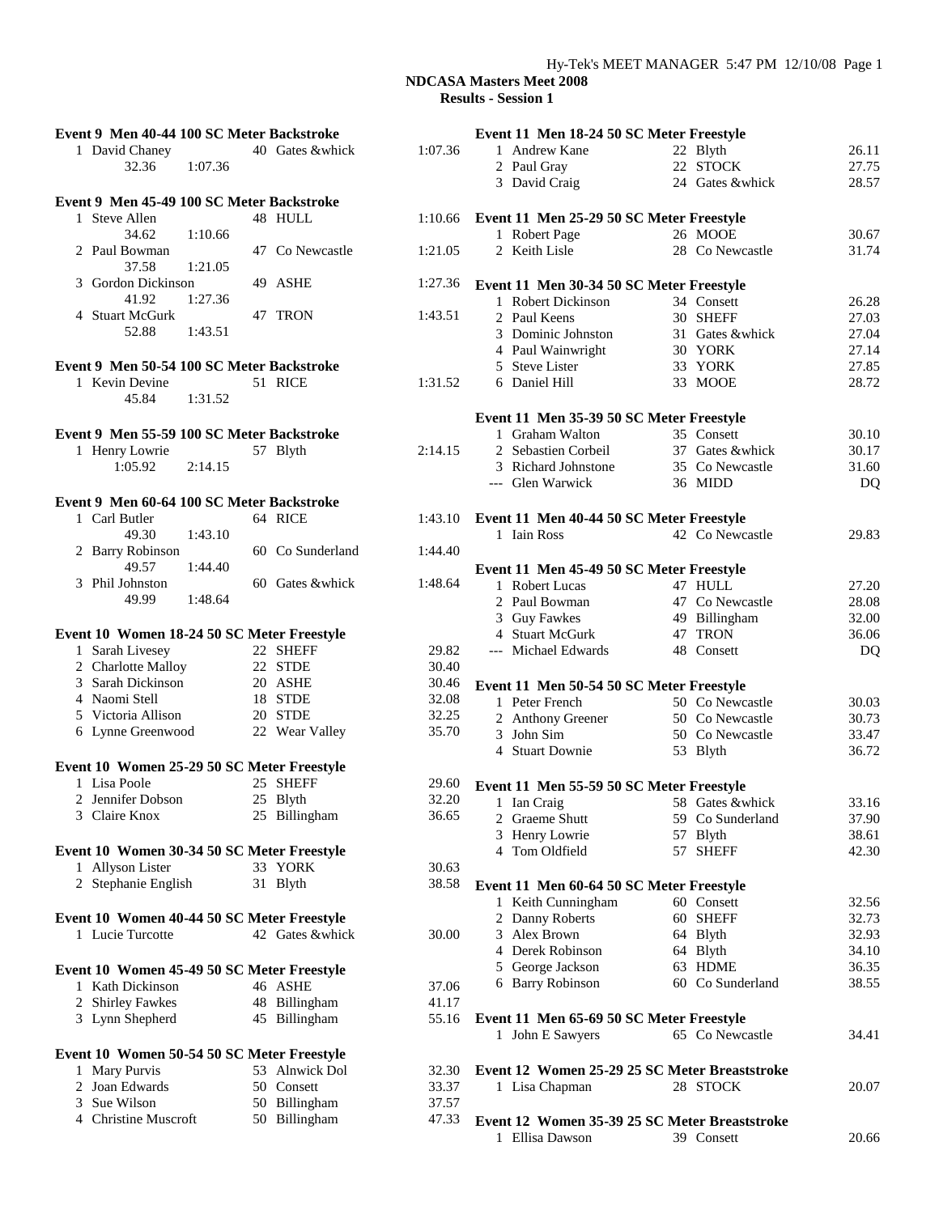# NDCASA Masters Meet 2008

## Results - Session 1

### Event 9 Men 40-44 100 SC Meter Backstroke

| Place | Name | Age | Team | Time |
|---|---|---|---|---|
| 1 | David Chaney | 40 | Gates &whick | 1:07.36 |
| | 32.36 1:07.36 | | | |

### Event 9 Men 45-49 100 SC Meter Backstroke

| Place | Name | Age | Team | Time |
|---|---|---|---|---|
| 1 | Steve Allen | 48 | HULL | 1:10.66 |
| | 34.62 1:10.66 | | | |
| 2 | Paul Bowman | 47 | Co Newcastle | 1:21.05 |
| | 37.58 1:21.05 | | | |
| 3 | Gordon Dickinson | 49 | ASHE | 1:27.36 |
| | 41.92 1:27.36 | | | |
| 4 | Stuart McGurk | 47 | TRON | 1:43.51 |
| | 52.88 1:43.51 | | | |

### Event 9 Men 50-54 100 SC Meter Backstroke

| Place | Name | Age | Team | Time |
|---|---|---|---|---|
| 1 | Kevin Devine | 51 | RICE | 1:31.52 |
| | 45.84 1:31.52 | | | |

### Event 9 Men 55-59 100 SC Meter Backstroke

| Place | Name | Age | Team | Time |
|---|---|---|---|---|
| 1 | Henry Lowrie | 57 | Blyth | 2:14.15 |
| | 1:05.92 2:14.15 | | | |

### Event 9 Men 60-64 100 SC Meter Backstroke

| Place | Name | Age | Team | Time |
|---|---|---|---|---|
| 1 | Carl Butler | 64 | RICE | 1:43.10 |
| | 49.30 1:43.10 | | | |
| 2 | Barry Robinson | 60 | Co Sunderland | 1:44.40 |
| | 49.57 1:44.40 | | | |
| 3 | Phil Johnston | 60 | Gates &whick | 1:48.64 |
| | 49.99 1:48.64 | | | |

### Event 10 Women 18-24 50 SC Meter Freestyle

| Place | Name | Age | Team | Time |
|---|---|---|---|---|
| 1 | Sarah Livesey | 22 | SHEFF | 29.82 |
| 2 | Charlotte Malloy | 22 | STDE | 30.40 |
| 3 | Sarah Dickinson | 20 | ASHE | 30.46 |
| 4 | Naomi Stell | 18 | STDE | 32.08 |
| 5 | Victoria Allison | 20 | STDE | 32.25 |
| 6 | Lynne Greenwood | 22 | Wear Valley | 35.70 |

### Event 10 Women 25-29 50 SC Meter Freestyle

| Place | Name | Age | Team | Time |
|---|---|---|---|---|
| 1 | Lisa Poole | 25 | SHEFF | 29.60 |
| 2 | Jennifer Dobson | 25 | Blyth | 32.20 |
| 3 | Claire Knox | 25 | Billingham | 36.65 |

### Event 10 Women 30-34 50 SC Meter Freestyle

| Place | Name | Age | Team | Time |
|---|---|---|---|---|
| 1 | Allyson Lister | 33 | YORK | 30.63 |
| 2 | Stephanie English | 31 | Blyth | 38.58 |

### Event 10 Women 40-44 50 SC Meter Freestyle

| Place | Name | Age | Team | Time |
|---|---|---|---|---|
| 1 | Lucie Turcotte | 42 | Gates &whick | 30.00 |

### Event 10 Women 45-49 50 SC Meter Freestyle

| Place | Name | Age | Team | Time |
|---|---|---|---|---|
| 1 | Kath Dickinson | 46 | ASHE | 37.06 |
| 2 | Shirley Fawkes | 48 | Billingham | 41.17 |
| 3 | Lynn Shepherd | 45 | Billingham | 55.16 |

### Event 10 Women 50-54 50 SC Meter Freestyle

| Place | Name | Age | Team | Time |
|---|---|---|---|---|
| 1 | Mary Purvis | 53 | Alnwick Dol | 32.30 |
| 2 | Joan Edwards | 50 | Consett | 33.37 |
| 3 | Sue Wilson | 50 | Billingham | 37.57 |
| 4 | Christine Muscroft | 50 | Billingham | 47.33 |

### Event 11 Men 18-24 50 SC Meter Freestyle

| Place | Name | Age | Team | Time |
|---|---|---|---|---|
| 1 | Andrew Kane | 22 | Blyth | 26.11 |
| 2 | Paul Gray | 22 | STOCK | 27.75 |
| 3 | David Craig | 24 | Gates &whick | 28.57 |

### Event 11 Men 25-29 50 SC Meter Freestyle

| Place | Name | Age | Team | Time |
|---|---|---|---|---|
| 1 | Robert Page | 26 | MOOE | 30.67 |
| 2 | Keith Lisle | 28 | Co Newcastle | 31.74 |

### Event 11 Men 30-34 50 SC Meter Freestyle

| Place | Name | Age | Team | Time |
|---|---|---|---|---|
| 1 | Robert Dickinson | 34 | Consett | 26.28 |
| 2 | Paul Keens | 30 | SHEFF | 27.03 |
| 3 | Dominic Johnston | 31 | Gates &whick | 27.04 |
| 4 | Paul Wainwright | 30 | YORK | 27.14 |
| 5 | Steve Lister | 33 | YORK | 27.85 |
| 6 | Daniel Hill | 33 | MOOE | 28.72 |

### Event 11 Men 35-39 50 SC Meter Freestyle

| Place | Name | Age | Team | Time |
|---|---|---|---|---|
| 1 | Graham Walton | 35 | Consett | 30.10 |
| 2 | Sebastien Corbeil | 37 | Gates &whick | 30.17 |
| 3 | Richard Johnstone | 35 | Co Newcastle | 31.60 |
| --- | Glen Warwick | 36 | MIDD | DQ |

### Event 11 Men 40-44 50 SC Meter Freestyle

| Place | Name | Age | Team | Time |
|---|---|---|---|---|
| 1 | Iain Ross | 42 | Co Newcastle | 29.83 |

### Event 11 Men 45-49 50 SC Meter Freestyle

| Place | Name | Age | Team | Time |
|---|---|---|---|---|
| 1 | Robert Lucas | 47 | HULL | 27.20 |
| 2 | Paul Bowman | 47 | Co Newcastle | 28.08 |
| 3 | Guy Fawkes | 49 | Billingham | 32.00 |
| 4 | Stuart McGurk | 47 | TRON | 36.06 |
| --- | Michael Edwards | 48 | Consett | DQ |

### Event 11 Men 50-54 50 SC Meter Freestyle

| Place | Name | Age | Team | Time |
|---|---|---|---|---|
| 1 | Peter French | 50 | Co Newcastle | 30.03 |
| 2 | Anthony Greener | 50 | Co Newcastle | 30.73 |
| 3 | John Sim | 50 | Co Newcastle | 33.47 |
| 4 | Stuart Downie | 53 | Blyth | 36.72 |

### Event 11 Men 55-59 50 SC Meter Freestyle

| Place | Name | Age | Team | Time |
|---|---|---|---|---|
| 1 | Ian Craig | 58 | Gates &whick | 33.16 |
| 2 | Graeme Shutt | 59 | Co Sunderland | 37.90 |
| 3 | Henry Lowrie | 57 | Blyth | 38.61 |
| 4 | Tom Oldfield | 57 | SHEFF | 42.30 |

### Event 11 Men 60-64 50 SC Meter Freestyle

| Place | Name | Age | Team | Time |
|---|---|---|---|---|
| 1 | Keith Cunningham | 60 | Consett | 32.56 |
| 2 | Danny Roberts | 60 | SHEFF | 32.73 |
| 3 | Alex Brown | 64 | Blyth | 32.93 |
| 4 | Derek Robinson | 64 | Blyth | 34.10 |
| 5 | George Jackson | 63 | HDME | 36.35 |
| 6 | Barry Robinson | 60 | Co Sunderland | 38.55 |

### Event 11 Men 65-69 50 SC Meter Freestyle

| Place | Name | Age | Team | Time |
|---|---|---|---|---|
| 1 | John E Sawyers | 65 | Co Newcastle | 34.41 |

### Event 12 Women 25-29 25 SC Meter Breaststroke

| Place | Name | Age | Team | Time |
|---|---|---|---|---|
| 1 | Lisa Chapman | 28 | STOCK | 20.07 |

### Event 12 Women 35-39 25 SC Meter Breaststroke

| Place | Name | Age | Team | Time |
|---|---|---|---|---|
| 1 | Ellisa Dawson | 39 | Consett | 20.66 |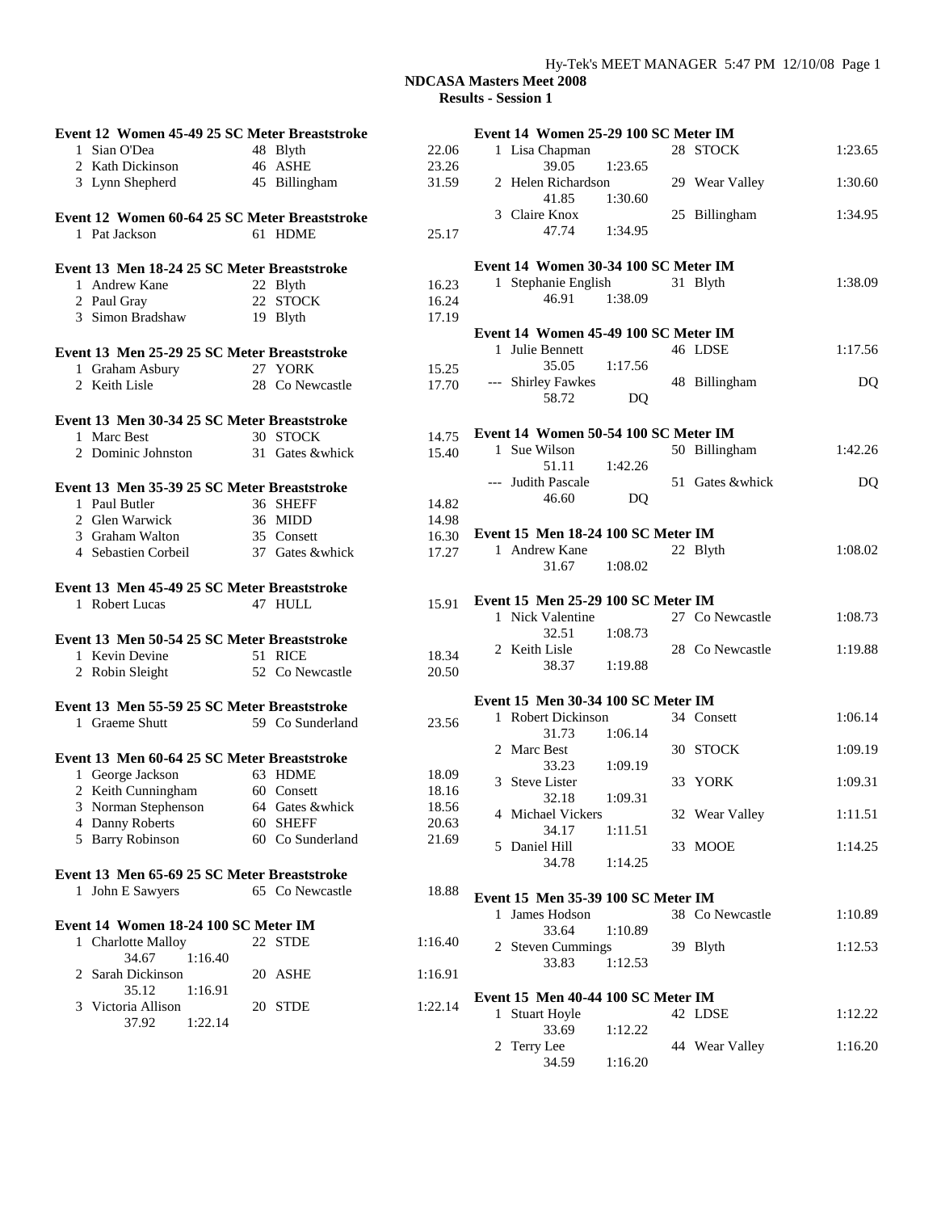**NDCASA Masters Meet 2008**

**Results - Session 1**

**Event 12 Women 45-49 25 SC Meter Breaststroke**

| Place | Name | Age | Team | Time |
|---|---|---|---|---|
| 1 | Sian O'Dea | 48 | Blyth | 22.06 |
| 2 | Kath Dickinson | 46 | ASHE | 23.26 |
| 3 | Lynn Shepherd | 45 | Billingham | 31.59 |

**Event 12 Women 60-64 25 SC Meter Breaststroke**

| Place | Name | Age | Team | Time |
|---|---|---|---|---|
| 1 | Pat Jackson | 61 | HDME | 25.17 |

**Event 13 Men 18-24 25 SC Meter Breaststroke**

| Place | Name | Age | Team | Time |
|---|---|---|---|---|
| 1 | Andrew Kane | 22 | Blyth | 16.23 |
| 2 | Paul Gray | 22 | STOCK | 16.24 |
| 3 | Simon Bradshaw | 19 | Blyth | 17.19 |

**Event 13 Men 25-29 25 SC Meter Breaststroke**

| Place | Name | Age | Team | Time |
|---|---|---|---|---|
| 1 | Graham Asbury | 27 | YORK | 15.25 |
| 2 | Keith Lisle | 28 | Co Newcastle | 17.70 |

**Event 13 Men 30-34 25 SC Meter Breaststroke**

| Place | Name | Age | Team | Time |
|---|---|---|---|---|
| 1 | Marc Best | 30 | STOCK | 14.75 |
| 2 | Dominic Johnston | 31 | Gates &whick | 15.40 |

**Event 13 Men 35-39 25 SC Meter Breaststroke**

| Place | Name | Age | Team | Time |
|---|---|---|---|---|
| 1 | Paul Butler | 36 | SHEFF | 14.82 |
| 2 | Glen Warwick | 36 | MIDD | 14.98 |
| 3 | Graham Walton | 35 | Consett | 16.30 |
| 4 | Sebastien Corbeil | 37 | Gates &whick | 17.27 |

**Event 13 Men 45-49 25 SC Meter Breaststroke**

| Place | Name | Age | Team | Time |
|---|---|---|---|---|
| 1 | Robert Lucas | 47 | HULL | 15.91 |

**Event 13 Men 50-54 25 SC Meter Breaststroke**

| Place | Name | Age | Team | Time |
|---|---|---|---|---|
| 1 | Kevin Devine | 51 | RICE | 18.34 |
| 2 | Robin Sleight | 52 | Co Newcastle | 20.50 |

**Event 13 Men 55-59 25 SC Meter Breaststroke**

| Place | Name | Age | Team | Time |
|---|---|---|---|---|
| 1 | Graeme Shutt | 59 | Co Sunderland | 23.56 |

**Event 13 Men 60-64 25 SC Meter Breaststroke**

| Place | Name | Age | Team | Time |
|---|---|---|---|---|
| 1 | George Jackson | 63 | HDME | 18.09 |
| 2 | Keith Cunningham | 60 | Consett | 18.16 |
| 3 | Norman Stephenson | 64 | Gates &whick | 18.56 |
| 4 | Danny Roberts | 60 | SHEFF | 20.63 |
| 5 | Barry Robinson | 60 | Co Sunderland | 21.69 |

**Event 13 Men 65-69 25 SC Meter Breaststroke**

| Place | Name | Age | Team | Time |
|---|---|---|---|---|
| 1 | John E Sawyers | 65 | Co Newcastle | 18.88 |

**Event 14 Women 18-24 100 SC Meter IM**

| Place | Name | Age | Team | Time | Splits |
|---|---|---|---|---|---|
| 1 | Charlotte Malloy | 22 | STDE | 1:16.40 | 34.67, 1:16.40 |
| 2 | Sarah Dickinson | 20 | ASHE | 1:16.91 | 35.12, 1:16.91 |
| 3 | Victoria Allison | 20 | STDE | 1:22.14 | 37.92, 1:22.14 |

**Event 14 Women 25-29 100 SC Meter IM**

| Place | Name | Age | Team | Time | Splits |
|---|---|---|---|---|---|
| 1 | Lisa Chapman | 28 | STOCK | 1:23.65 | 39.05, 1:23.65 |
| 2 | Helen Richardson | 29 | Wear Valley | 1:30.60 | 41.85, 1:30.60 |
| 3 | Claire Knox | 25 | Billingham | 1:34.95 | 47.74, 1:34.95 |

**Event 14 Women 30-34 100 SC Meter IM**

| Place | Name | Age | Team | Time | Splits |
|---|---|---|---|---|---|
| 1 | Stephanie English | 31 | Blyth | 1:38.09 | 46.91, 1:38.09 |

**Event 14 Women 45-49 100 SC Meter IM**

| Place | Name | Age | Team | Time | Splits |
|---|---|---|---|---|---|
| 1 | Julie Bennett | 46 | LDSE | 1:17.56 | 35.05, 1:17.56 |
| --- | Shirley Fawkes | 48 | Billingham | DQ | 58.72, DQ |

**Event 14 Women 50-54 100 SC Meter IM**

| Place | Name | Age | Team | Time | Splits |
|---|---|---|---|---|---|
| 1 | Sue Wilson | 50 | Billingham | 1:42.26 | 51.11, 1:42.26 |
| --- | Judith Pascale | 51 | Gates &whick | DQ | 46.60, DQ |

**Event 15 Men 18-24 100 SC Meter IM**

| Place | Name | Age | Team | Time | Splits |
|---|---|---|---|---|---|
| 1 | Andrew Kane | 22 | Blyth | 1:08.02 | 31.67, 1:08.02 |

**Event 15 Men 25-29 100 SC Meter IM**

| Place | Name | Age | Team | Time | Splits |
|---|---|---|---|---|---|
| 1 | Nick Valentine | 27 | Co Newcastle | 1:08.73 | 32.51, 1:08.73 |
| 2 | Keith Lisle | 28 | Co Newcastle | 1:19.88 | 38.37, 1:19.88 |

**Event 15 Men 30-34 100 SC Meter IM**

| Place | Name | Age | Team | Time | Splits |
|---|---|---|---|---|---|
| 1 | Robert Dickinson | 34 | Consett | 1:06.14 | 31.73, 1:06.14 |
| 2 | Marc Best | 30 | STOCK | 1:09.19 | 33.23, 1:09.19 |
| 3 | Steve Lister | 33 | YORK | 1:09.31 | 32.18, 1:09.31 |
| 4 | Michael Vickers | 32 | Wear Valley | 1:11.51 | 34.17, 1:11.51 |
| 5 | Daniel Hill | 33 | MOOE | 1:14.25 | 34.78, 1:14.25 |

**Event 15 Men 35-39 100 SC Meter IM**

| Place | Name | Age | Team | Time | Splits |
|---|---|---|---|---|---|
| 1 | James Hodson | 38 | Co Newcastle | 1:10.89 | 33.64, 1:10.89 |
| 2 | Steven Cummings | 39 | Blyth | 1:12.53 | 33.83, 1:12.53 |

**Event 15 Men 40-44 100 SC Meter IM**

| Place | Name | Age | Team | Time | Splits |
|---|---|---|---|---|---|
| 1 | Stuart Hoyle | 42 | LDSE | 1:12.22 | 33.69, 1:12.22 |
| 2 | Terry Lee | 44 | Wear Valley | 1:16.20 | 34.59, 1:16.20 |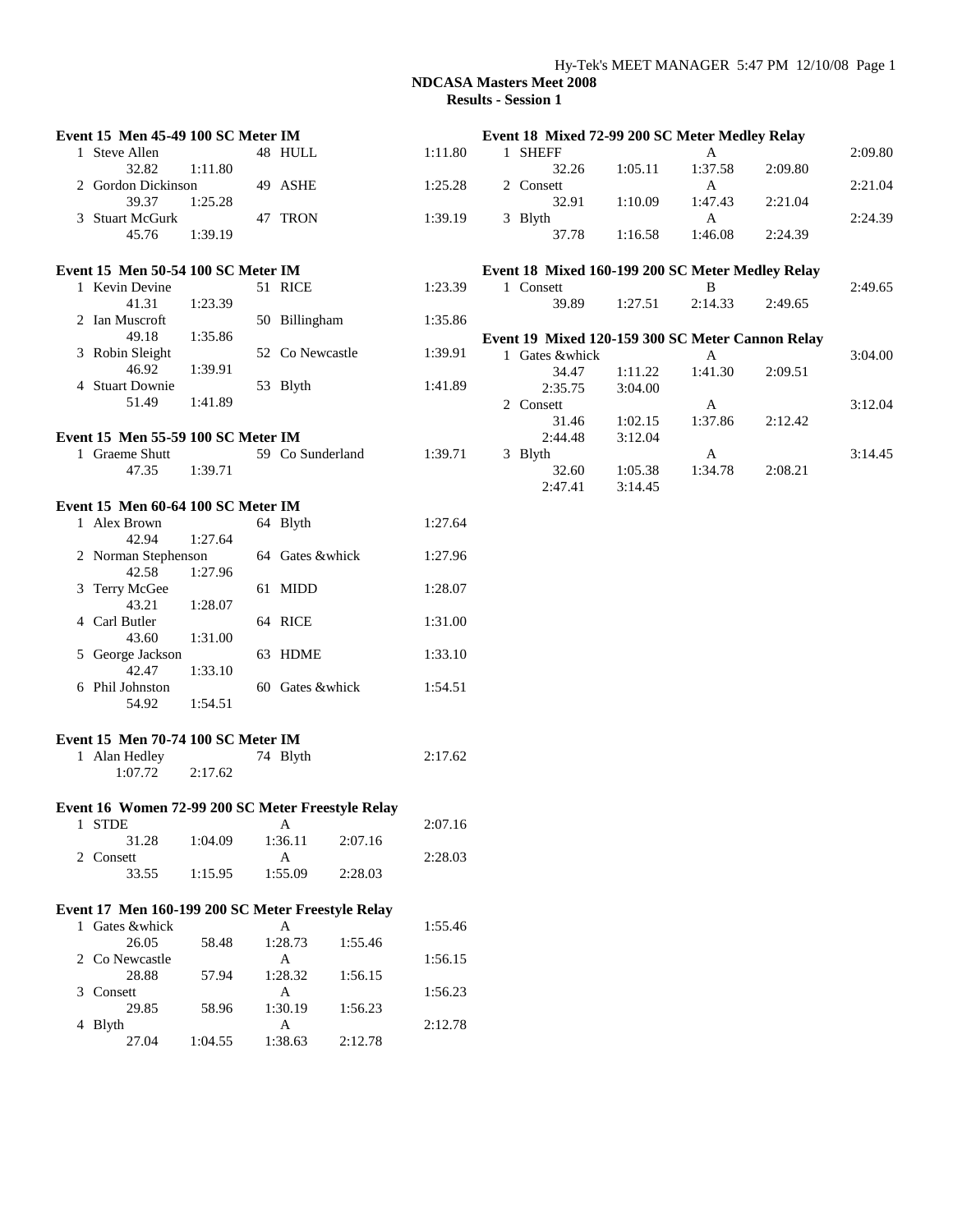## NDCASA Masters Meet 2008

### Results - Session 1

**Event 15 Men 45-49 100 SC Meter IM**

| Place | Name | Age | Team | Finals Time |
|---|---|---|---|---|
| 1 | Steve Allen | 48 | HULL | 1:11.80 |
| | 32.82 1:11.80 | | | |
| 2 | Gordon Dickinson | 49 | ASHE | 1:25.28 |
| | 39.37 1:25.28 | | | |
| 3 | Stuart McGurk | 47 | TRON | 1:39.19 |
| | 45.76 1:39.19 | | | |

**Event 15 Men 50-54 100 SC Meter IM**

| Place | Name | Age | Team | Finals Time |
|---|---|---|---|---|
| 1 | Kevin Devine | 51 | RICE | 1:23.39 |
| | 41.31 1:23.39 | | | |
| 2 | Ian Muscroft | 50 | Billingham | 1:35.86 |
| | 49.18 1:35.86 | | | |
| 3 | Robin Sleight | 52 | Co Newcastle | 1:39.91 |
| | 46.92 1:39.91 | | | |
| 4 | Stuart Downie | 53 | Blyth | 1:41.89 |
| | 51.49 1:41.89 | | | |

**Event 15 Men 55-59 100 SC Meter IM**

| Place | Name | Age | Team | Finals Time |
|---|---|---|---|---|
| 1 | Graeme Shutt | 59 | Co Sunderland | 1:39.71 |
| | 47.35 1:39.71 | | | |

**Event 15 Men 60-64 100 SC Meter IM**

| Place | Name | Age | Team | Finals Time |
|---|---|---|---|---|
| 1 | Alex Brown | 64 | Blyth | 1:27.64 |
| | 42.94 1:27.64 | | | |
| 2 | Norman Stephenson | 64 | Gates &whick | 1:27.96 |
| | 42.58 1:27.96 | | | |
| 3 | Terry McGee | 61 | MIDD | 1:28.07 |
| | 43.21 1:28.07 | | | |
| 4 | Carl Butler | 64 | RICE | 1:31.00 |
| | 43.60 1:31.00 | | | |
| 5 | George Jackson | 63 | HDME | 1:33.10 |
| | 42.47 1:33.10 | | | |
| 6 | Phil Johnston | 60 | Gates &whick | 1:54.51 |
| | 54.92 1:54.51 | | | |

**Event 15 Men 70-74 100 SC Meter IM**

| Place | Name | Age | Team | Finals Time |
|---|---|---|---|---|
| 1 | Alan Hedley | 74 | Blyth | 2:17.62 |
| | 1:07.72 2:17.62 | | | |

**Event 16 Women 72-99 200 SC Meter Freestyle Relay**

| Place | Team | Relay | Finals Time |
|---|---|---|---|
| 1 | STDE | A | 2:07.16 |
| | 31.28 1:04.09 1:36.11 2:07.16 | | |
| 2 | Consett | A | 2:28.03 |
| | 33.55 1:15.95 1:55.09 2:28.03 | | |

**Event 17 Men 160-199 200 SC Meter Freestyle Relay**

| Place | Team | Relay | Finals Time |
|---|---|---|---|
| 1 | Gates &whick | A | 1:55.46 |
| | 26.05 58.48 1:28.73 1:55.46 | | |
| 2 | Co Newcastle | A | 1:56.15 |
| | 28.88 57.94 1:28.32 1:56.15 | | |
| 3 | Consett | A | 1:56.23 |
| | 29.85 58.96 1:30.19 1:56.23 | | |
| 4 | Blyth | A | 2:12.78 |
| | 27.04 1:04.55 1:38.63 2:12.78 | | |

**Event 18 Mixed 72-99 200 SC Meter Medley Relay**

| Place | Team | Relay | Finals Time |
|---|---|---|---|
| 1 | SHEFF | A | 2:09.80 |
| | 32.26 1:05.11 1:37.58 2:09.80 | | |
| 2 | Consett | A | 2:21.04 |
| | 32.91 1:10.09 1:47.43 2:21.04 | | |
| 3 | Blyth | A | 2:24.39 |
| | 37.78 1:16.58 1:46.08 2:24.39 | | |

**Event 18 Mixed 160-199 200 SC Meter Medley Relay**

| Place | Team | Relay | Finals Time |
|---|---|---|---|
| 1 | Consett | B | 2:49.65 |
| | 39.89 1:27.51 2:14.33 2:49.65 | | |

**Event 19 Mixed 120-159 300 SC Meter Cannon Relay**

| Place | Team | Relay | Finals Time |
|---|---|---|---|
| 1 | Gates &whick | A | 3:04.00 |
| | 34.47 1:11.22 1:41.30 2:09.51 2:35.75 3:04.00 | | |
| 2 | Consett | A | 3:12.04 |
| | 31.46 1:02.15 1:37.86 2:12.42 2:44.48 3:12.04 | | |
| 3 | Blyth | A | 3:14.45 |
| | 32.60 1:05.38 1:34.78 2:08.21 2:47.41 3:14.45 | | |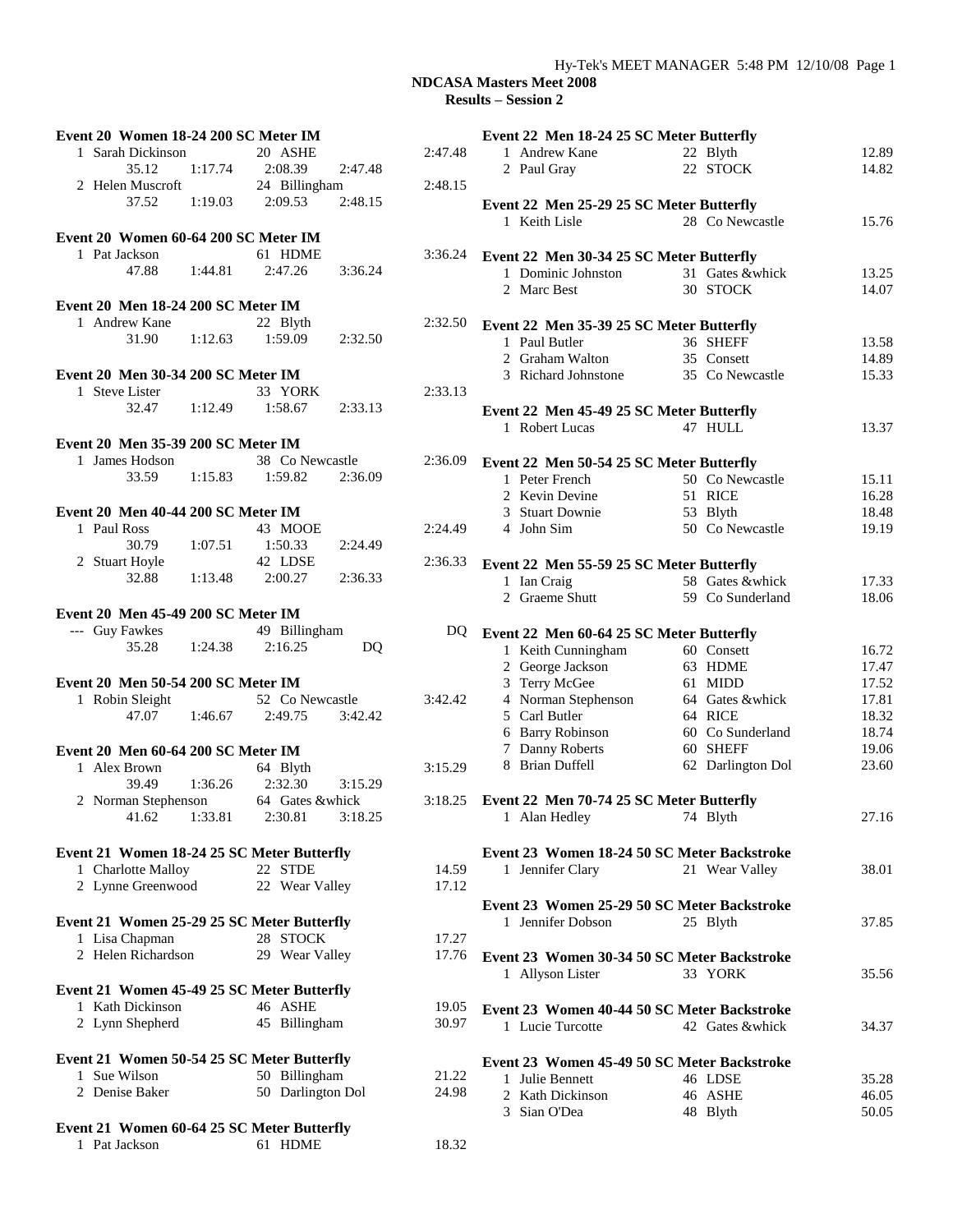## NDCASA Masters Meet 2008

### Results – Session 2

**Event 20 Women 18-24 200 SC Meter IM**

| Place | Name | Age | Team | Time |
|---|---|---|---|---|
| 1 | Sarah Dickinson | 20 | ASHE | 2:47.48 |
| | 35.12 | 1:17.74 | 2:08.39 | 2:47.48 |
| 2 | Helen Muscroft | 24 | Billingham | 2:48.15 |
| | 37.52 | 1:19.03 | 2:09.53 | 2:48.15 |

**Event 20 Women 60-64 200 SC Meter IM**

| Place | Name | Age | Team | Time |
|---|---|---|---|---|
| 1 | Pat Jackson | 61 | HDME | 3:36.24 |
| | 47.88 | 1:44.81 | 2:47.26 | 3:36.24 |

**Event 20 Men 18-24 200 SC Meter IM**

| Place | Name | Age | Team | Time |
|---|---|---|---|---|
| 1 | Andrew Kane | 22 | Blyth | 2:32.50 |
| | 31.90 | 1:12.63 | 1:59.09 | 2:32.50 |

**Event 20 Men 30-34 200 SC Meter IM**

| Place | Name | Age | Team | Time |
|---|---|---|---|---|
| 1 | Steve Lister | 33 | YORK | 2:33.13 |
| | 32.47 | 1:12.49 | 1:58.67 | 2:33.13 |

**Event 20 Men 35-39 200 SC Meter IM**

| Place | Name | Age | Team | Time |
|---|---|---|---|---|
| 1 | James Hodson | 38 | Co Newcastle | 2:36.09 |
| | 33.59 | 1:15.83 | 1:59.82 | 2:36.09 |

**Event 20 Men 40-44 200 SC Meter IM**

| Place | Name | Age | Team | Time |
|---|---|---|---|---|
| 1 | Paul Ross | 43 | MOOE | 2:24.49 |
| | 30.79 | 1:07.51 | 1:50.33 | 2:24.49 |
| 2 | Stuart Hoyle | 42 | LDSE | 2:36.33 |
| | 32.88 | 1:13.48 | 2:00.27 | 2:36.33 |

**Event 20 Men 45-49 200 SC Meter IM**

| Place | Name | Age | Team | Time |
|---|---|---|---|---|
| --- | Guy Fawkes | 49 | Billingham | DQ |
| | 35.28 | 1:24.38 | 2:16.25 | DQ |

**Event 20 Men 50-54 200 SC Meter IM**

| Place | Name | Age | Team | Time |
|---|---|---|---|---|
| 1 | Robin Sleight | 52 | Co Newcastle | 3:42.42 |
| | 47.07 | 1:46.67 | 2:49.75 | 3:42.42 |

**Event 20 Men 60-64 200 SC Meter IM**

| Place | Name | Age | Team | Time |
|---|---|---|---|---|
| 1 | Alex Brown | 64 | Blyth | 3:15.29 |
| | 39.49 | 1:36.26 | 2:32.30 | 3:15.29 |
| 2 | Norman Stephenson | 64 | Gates &whick | 3:18.25 |
| | 41.62 | 1:33.81 | 2:30.81 | 3:18.25 |

**Event 21 Women 18-24 25 SC Meter Butterfly**

| Place | Name | Age | Team | Time |
|---|---|---|---|---|
| 1 | Charlotte Malloy | 22 | STDE | 14.59 |
| 2 | Lynne Greenwood | 22 | Wear Valley | 17.12 |

**Event 21 Women 25-29 25 SC Meter Butterfly**

| Place | Name | Age | Team | Time |
|---|---|---|---|---|
| 1 | Lisa Chapman | 28 | STOCK | 17.27 |
| 2 | Helen Richardson | 29 | Wear Valley | 17.76 |

**Event 21 Women 45-49 25 SC Meter Butterfly**

| Place | Name | Age | Team | Time |
|---|---|---|---|---|
| 1 | Kath Dickinson | 46 | ASHE | 19.05 |
| 2 | Lynn Shepherd | 45 | Billingham | 30.97 |

**Event 21 Women 50-54 25 SC Meter Butterfly**

| Place | Name | Age | Team | Time |
|---|---|---|---|---|
| 1 | Sue Wilson | 50 | Billingham | 21.22 |
| 2 | Denise Baker | 50 | Darlington Dol | 24.98 |

**Event 21 Women 60-64 25 SC Meter Butterfly**

| Place | Name | Age | Team | Time |
|---|---|---|---|---|
| 1 | Pat Jackson | 61 | HDME | 18.32 |

**Event 22 Men 18-24 25 SC Meter Butterfly**

| Place | Name | Age | Team | Time |
|---|---|---|---|---|
| 1 | Andrew Kane | 22 | Blyth | 12.89 |
| 2 | Paul Gray | 22 | STOCK | 14.82 |

**Event 22 Men 25-29 25 SC Meter Butterfly**

| Place | Name | Age | Team | Time |
|---|---|---|---|---|
| 1 | Keith Lisle | 28 | Co Newcastle | 15.76 |

**Event 22 Men 30-34 25 SC Meter Butterfly**

| Place | Name | Age | Team | Time |
|---|---|---|---|---|
| 1 | Dominic Johnston | 31 | Gates &whick | 13.25 |
| 2 | Marc Best | 30 | STOCK | 14.07 |

**Event 22 Men 35-39 25 SC Meter Butterfly**

| Place | Name | Age | Team | Time |
|---|---|---|---|---|
| 1 | Paul Butler | 36 | SHEFF | 13.58 |
| 2 | Graham Walton | 35 | Consett | 14.89 |
| 3 | Richard Johnstone | 35 | Co Newcastle | 15.33 |

**Event 22 Men 45-49 25 SC Meter Butterfly**

| Place | Name | Age | Team | Time |
|---|---|---|---|---|
| 1 | Robert Lucas | 47 | HULL | 13.37 |

**Event 22 Men 50-54 25 SC Meter Butterfly**

| Place | Name | Age | Team | Time |
|---|---|---|---|---|
| 1 | Peter French | 50 | Co Newcastle | 15.11 |
| 2 | Kevin Devine | 51 | RICE | 16.28 |
| 3 | Stuart Downie | 53 | Blyth | 18.48 |
| 4 | John Sim | 50 | Co Newcastle | 19.19 |

**Event 22 Men 55-59 25 SC Meter Butterfly**

| Place | Name | Age | Team | Time |
|---|---|---|---|---|
| 1 | Ian Craig | 58 | Gates &whick | 17.33 |
| 2 | Graeme Shutt | 59 | Co Sunderland | 18.06 |

**Event 22 Men 60-64 25 SC Meter Butterfly**

| Place | Name | Age | Team | Time |
|---|---|---|---|---|
| 1 | Keith Cunningham | 60 | Consett | 16.72 |
| 2 | George Jackson | 63 | HDME | 17.47 |
| 3 | Terry McGee | 61 | MIDD | 17.52 |
| 4 | Norman Stephenson | 64 | Gates &whick | 17.81 |
| 5 | Carl Butler | 64 | RICE | 18.32 |
| 6 | Barry Robinson | 60 | Co Sunderland | 18.74 |
| 7 | Danny Roberts | 60 | SHEFF | 19.06 |
| 8 | Brian Duffell | 62 | Darlington Dol | 23.60 |

**Event 22 Men 70-74 25 SC Meter Butterfly**

| Place | Name | Age | Team | Time |
|---|---|---|---|---|
| 1 | Alan Hedley | 74 | Blyth | 27.16 |

**Event 23 Women 18-24 50 SC Meter Backstroke**

| Place | Name | Age | Team | Time |
|---|---|---|---|---|
| 1 | Jennifer Clary | 21 | Wear Valley | 38.01 |

**Event 23 Women 25-29 50 SC Meter Backstroke**

| Place | Name | Age | Team | Time |
|---|---|---|---|---|
| 1 | Jennifer Dobson | 25 | Blyth | 37.85 |

**Event 23 Women 30-34 50 SC Meter Backstroke**

| Place | Name | Age | Team | Time |
|---|---|---|---|---|
| 1 | Allyson Lister | 33 | YORK | 35.56 |

**Event 23 Women 40-44 50 SC Meter Backstroke**

| Place | Name | Age | Team | Time |
|---|---|---|---|---|
| 1 | Lucie Turcotte | 42 | Gates &whick | 34.37 |

**Event 23 Women 45-49 50 SC Meter Backstroke**

| Place | Name | Age | Team | Time |
|---|---|---|---|---|
| 1 | Julie Bennett | 46 | LDSE | 35.28 |
| 2 | Kath Dickinson | 46 | ASHE | 46.05 |
| 3 | Sian O'Dea | 48 | Blyth | 50.05 |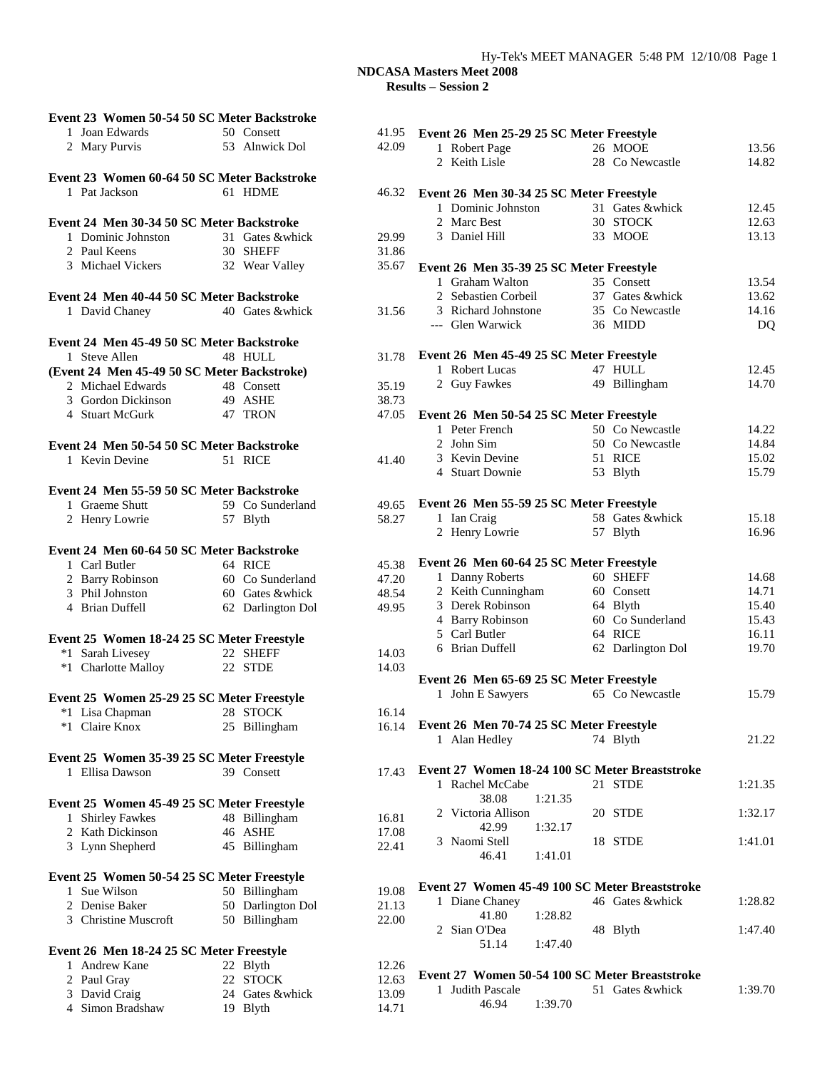## NDCASA Masters Meet 2008

### Results – Session 2

**Event 23 Women 50-54 50 SC Meter Backstroke**

| | Name | Age | Team | Time |
|---|---|---|---|---|
| 1 | Joan Edwards | 50 | Consett | 41.95 |
| 2 | Mary Purvis | 53 | Alnwick Dol | 42.09 |

**Event 23 Women 60-64 50 SC Meter Backstroke**

| | Name | Age | Team | Time |
|---|---|---|---|---|
| 1 | Pat Jackson | 61 | HDME | 46.32 |

**Event 24 Men 30-34 50 SC Meter Backstroke**

| | Name | Age | Team | Time |
|---|---|---|---|---|
| 1 | Dominic Johnston | 31 | Gates &whick | 29.99 |
| 2 | Paul Keens | 30 | SHEFF | 31.86 |
| 3 | Michael Vickers | 32 | Wear Valley | 35.67 |

**Event 24 Men 40-44 50 SC Meter Backstroke**

| | Name | Age | Team | Time |
|---|---|---|---|---|
| 1 | David Chaney | 40 | Gates &whick | 31.56 |

**Event 24 Men 45-49 50 SC Meter Backstroke**

| | Name | Age | Team | Time |
|---|---|---|---|---|
| 1 | Steve Allen | 48 | HULL | 31.78 |
| 2 | Michael Edwards | 48 | Consett | 35.19 |
| 3 | Gordon Dickinson | 49 | ASHE | 38.73 |
| 4 | Stuart McGurk | 47 | TRON | 47.05 |

**Event 24 Men 50-54 50 SC Meter Backstroke**

| | Name | Age | Team | Time |
|---|---|---|---|---|
| 1 | Kevin Devine | 51 | RICE | 41.40 |

**Event 24 Men 55-59 50 SC Meter Backstroke**

| | Name | Age | Team | Time |
|---|---|---|---|---|
| 1 | Graeme Shutt | 59 | Co Sunderland | 49.65 |
| 2 | Henry Lowrie | 57 | Blyth | 58.27 |

**Event 24 Men 60-64 50 SC Meter Backstroke**

| | Name | Age | Team | Time |
|---|---|---|---|---|
| 1 | Carl Butler | 64 | RICE | 45.38 |
| 2 | Barry Robinson | 60 | Co Sunderland | 47.20 |
| 3 | Phil Johnston | 60 | Gates &whick | 48.54 |
| 4 | Brian Duffell | 62 | Darlington Dol | 49.95 |

**Event 25 Women 18-24 25 SC Meter Freestyle**

| | Name | Age | Team | Time |
|---|---|---|---|---|
| *1 | Sarah Livesey | 22 | SHEFF | 14.03 |
| *1 | Charlotte Malloy | 22 | STDE | 14.03 |

**Event 25 Women 25-29 25 SC Meter Freestyle**

| | Name | Age | Team | Time |
|---|---|---|---|---|
| *1 | Lisa Chapman | 28 | STOCK | 16.14 |
| *1 | Claire Knox | 25 | Billingham | 16.14 |

**Event 25 Women 35-39 25 SC Meter Freestyle**

| | Name | Age | Team | Time |
|---|---|---|---|---|
| 1 | Ellisa Dawson | 39 | Consett | 17.43 |

**Event 25 Women 45-49 25 SC Meter Freestyle**

| | Name | Age | Team | Time |
|---|---|---|---|---|
| 1 | Shirley Fawkes | 48 | Billingham | 16.81 |
| 2 | Kath Dickinson | 46 | ASHE | 17.08 |
| 3 | Lynn Shepherd | 45 | Billingham | 22.41 |

**Event 25 Women 50-54 25 SC Meter Freestyle**

| | Name | Age | Team | Time |
|---|---|---|---|---|
| 1 | Sue Wilson | 50 | Billingham | 19.08 |
| 2 | Denise Baker | 50 | Darlington Dol | 21.13 |
| 3 | Christine Muscroft | 50 | Billingham | 22.00 |

**Event 26 Men 18-24 25 SC Meter Freestyle**

| | Name | Age | Team | Time |
|---|---|---|---|---|
| 1 | Andrew Kane | 22 | Blyth | 12.26 |
| 2 | Paul Gray | 22 | STOCK | 12.63 |
| 3 | David Craig | 24 | Gates &whick | 13.09 |
| 4 | Simon Bradshaw | 19 | Blyth | 14.71 |

**Event 26 Men 25-29 25 SC Meter Freestyle**

| | Name | Age | Team | Time |
|---|---|---|---|---|
| 1 | Robert Page | 26 | MOOE | 13.56 |
| 2 | Keith Lisle | 28 | Co Newcastle | 14.82 |

**Event 26 Men 30-34 25 SC Meter Freestyle**

| | Name | Age | Team | Time |
|---|---|---|---|---|
| 1 | Dominic Johnston | 31 | Gates &whick | 12.45 |
| 2 | Marc Best | 30 | STOCK | 12.63 |
| 3 | Daniel Hill | 33 | MOOE | 13.13 |

**Event 26 Men 35-39 25 SC Meter Freestyle**

| | Name | Age | Team | Time |
|---|---|---|---|---|
| 1 | Graham Walton | 35 | Consett | 13.54 |
| 2 | Sebastien Corbeil | 37 | Gates &whick | 13.62 |
| 3 | Richard Johnstone | 35 | Co Newcastle | 14.16 |
| --- | Glen Warwick | 36 | MIDD | DQ |

**Event 26 Men 45-49 25 SC Meter Freestyle**

| | Name | Age | Team | Time |
|---|---|---|---|---|
| 1 | Robert Lucas | 47 | HULL | 12.45 |
| 2 | Guy Fawkes | 49 | Billingham | 14.70 |

**Event 26 Men 50-54 25 SC Meter Freestyle**

| | Name | Age | Team | Time |
|---|---|---|---|---|
| 1 | Peter French | 50 | Co Newcastle | 14.22 |
| 2 | John Sim | 50 | Co Newcastle | 14.84 |
| 3 | Kevin Devine | 51 | RICE | 15.02 |
| 4 | Stuart Downie | 53 | Blyth | 15.79 |

**Event 26 Men 55-59 25 SC Meter Freestyle**

| | Name | Age | Team | Time |
|---|---|---|---|---|
| 1 | Ian Craig | 58 | Gates &whick | 15.18 |
| 2 | Henry Lowrie | 57 | Blyth | 16.96 |

**Event 26 Men 60-64 25 SC Meter Freestyle**

| | Name | Age | Team | Time |
|---|---|---|---|---|
| 1 | Danny Roberts | 60 | SHEFF | 14.68 |
| 2 | Keith Cunningham | 60 | Consett | 14.71 |
| 3 | Derek Robinson | 64 | Blyth | 15.40 |
| 4 | Barry Robinson | 60 | Co Sunderland | 15.43 |
| 5 | Carl Butler | 64 | RICE | 16.11 |
| 6 | Brian Duffell | 62 | Darlington Dol | 19.70 |

**Event 26 Men 65-69 25 SC Meter Freestyle**

| | Name | Age | Team | Time |
|---|---|---|---|---|
| 1 | John E Sawyers | 65 | Co Newcastle | 15.79 |

**Event 26 Men 70-74 25 SC Meter Freestyle**

| | Name | Age | Team | Time |
|---|---|---|---|---|
| 1 | Alan Hedley | 74 | Blyth | 21.22 |

**Event 27 Women 18-24 100 SC Meter Breaststroke**

| | Name | Age | Team | Time |
|---|---|---|---|---|
| 1 | Rachel McCabe | 21 | STDE | 1:21.35 |
| | 38.08 1:21.35 | | | |
| 2 | Victoria Allison | 20 | STDE | 1:32.17 |
| | 42.99 1:32.17 | | | |
| 3 | Naomi Stell | 18 | STDE | 1:41.01 |
| | 46.41 1:41.01 | | | |

**Event 27 Women 45-49 100 SC Meter Breaststroke**

| | Name | Age | Team | Time |
|---|---|---|---|---|
| 1 | Diane Chaney | 46 | Gates &whick | 1:28.82 |
| | 41.80 1:28.82 | | | |
| 2 | Sian O'Dea | 48 | Blyth | 1:47.40 |
| | 51.14 1:47.40 | | | |

**Event 27 Women 50-54 100 SC Meter Breaststroke**

| | Name | Age | Team | Time |
|---|---|---|---|---|
| 1 | Judith Pascale | 51 | Gates &whick | 1:39.70 |
| | 46.94 1:39.70 | | | |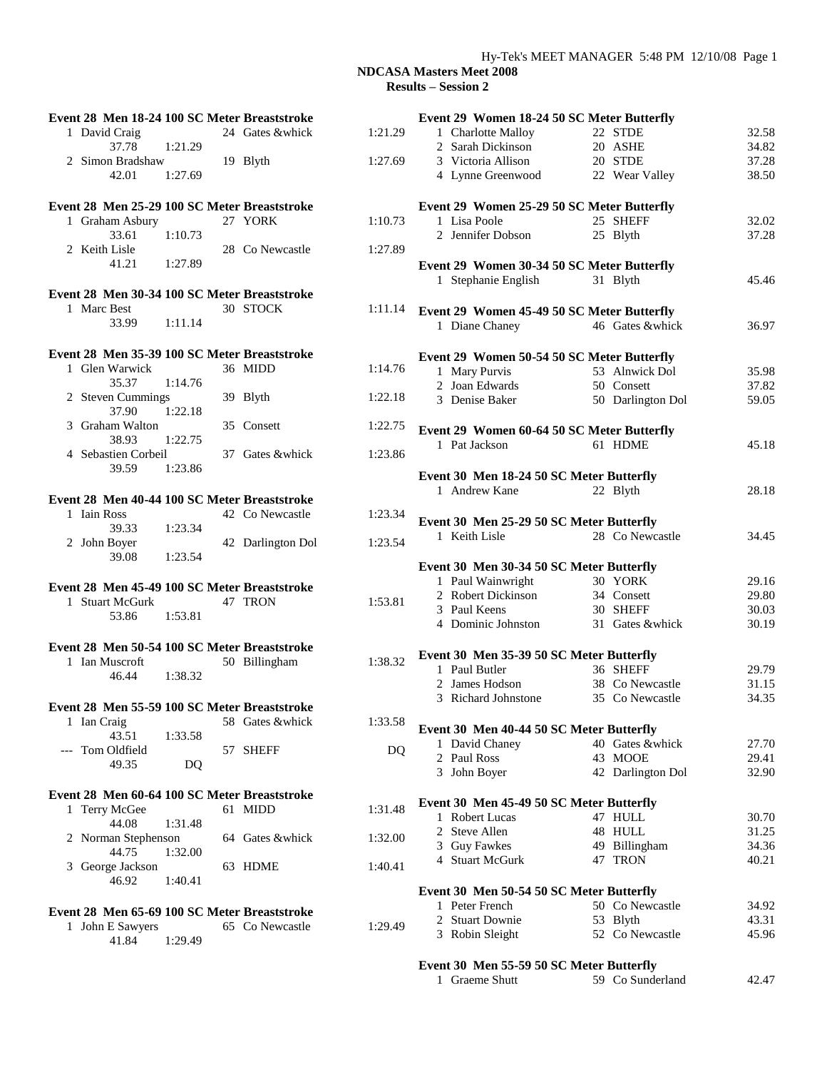**NDCASA Masters Meet 2008**
**Results – Session 2**

### Event 28 Men 18-24 100 SC Meter Breaststroke

| Place | Name | Age | Team | Splits | Time |
|---|---|---|---|---|---|
| 1 | David Craig | 24 | Gates &whick | 37.78 1:21.29 | 1:21.29 |
| 2 | Simon Bradshaw | 19 | Blyth | 42.01 1:27.69 | 1:27.69 |

### Event 28 Men 25-29 100 SC Meter Breaststroke

| Place | Name | Age | Team | Splits | Time |
|---|---|---|---|---|---|
| 1 | Graham Asbury | 27 | YORK | 33.61 1:10.73 | 1:10.73 |
| 2 | Keith Lisle | 28 | Co Newcastle | 41.21 1:27.89 | 1:27.89 |

### Event 28 Men 30-34 100 SC Meter Breaststroke

| Place | Name | Age | Team | Splits | Time |
|---|---|---|---|---|---|
| 1 | Marc Best | 30 | STOCK | 33.99 1:11.14 | 1:11.14 |

### Event 28 Men 35-39 100 SC Meter Breaststroke

| Place | Name | Age | Team | Splits | Time |
|---|---|---|---|---|---|
| 1 | Glen Warwick | 36 | MIDD | 35.37 1:14.76 | 1:14.76 |
| 2 | Steven Cummings | 39 | Blyth | 37.90 1:22.18 | 1:22.18 |
| 3 | Graham Walton | 35 | Consett | 38.93 1:22.75 | 1:22.75 |
| 4 | Sebastien Corbeil | 37 | Gates &whick | 39.59 1:23.86 | 1:23.86 |

### Event 28 Men 40-44 100 SC Meter Breaststroke

| Place | Name | Age | Team | Splits | Time |
|---|---|---|---|---|---|
| 1 | Iain Ross | 42 | Co Newcastle | 39.33 1:23.34 | 1:23.34 |
| 2 | John Boyer | 42 | Darlington Dol | 39.08 1:23.54 | 1:23.54 |

### Event 28 Men 45-49 100 SC Meter Breaststroke

| Place | Name | Age | Team | Splits | Time |
|---|---|---|---|---|---|
| 1 | Stuart McGurk | 47 | TRON | 53.86 1:53.81 | 1:53.81 |

### Event 28 Men 50-54 100 SC Meter Breaststroke

| Place | Name | Age | Team | Splits | Time |
|---|---|---|---|---|---|
| 1 | Ian Muscroft | 50 | Billingham | 46.44 1:38.32 | 1:38.32 |

### Event 28 Men 55-59 100 SC Meter Breaststroke

| Place | Name | Age | Team | Splits | Time |
|---|---|---|---|---|---|
| 1 | Ian Craig | 58 | Gates &whick | 43.51 1:33.58 | 1:33.58 |
| --- | Tom Oldfield | 57 | SHEFF | 49.35 DQ | DQ |

### Event 28 Men 60-64 100 SC Meter Breaststroke

| Place | Name | Age | Team | Splits | Time |
|---|---|---|---|---|---|
| 1 | Terry McGee | 61 | MIDD | 44.08 1:31.48 | 1:31.48 |
| 2 | Norman Stephenson | 64 | Gates &whick | 44.75 1:32.00 | 1:32.00 |
| 3 | George Jackson | 63 | HDME | 46.92 1:40.41 | 1:40.41 |

### Event 28 Men 65-69 100 SC Meter Breaststroke

| Place | Name | Age | Team | Splits | Time |
|---|---|---|---|---|---|
| 1 | John E Sawyers | 65 | Co Newcastle | 41.84 1:29.49 | 1:29.49 |

### Event 29 Women 18-24 50 SC Meter Butterfly

| Place | Name | Age | Team | Time |
|---|---|---|---|---|
| 1 | Charlotte Malloy | 22 | STDE | 32.58 |
| 2 | Sarah Dickinson | 20 | ASHE | 34.82 |
| 3 | Victoria Allison | 20 | STDE | 37.28 |
| 4 | Lynne Greenwood | 22 | Wear Valley | 38.50 |

### Event 29 Women 25-29 50 SC Meter Butterfly

| Place | Name | Age | Team | Time |
|---|---|---|---|---|
| 1 | Lisa Poole | 25 | SHEFF | 32.02 |
| 2 | Jennifer Dobson | 25 | Blyth | 37.28 |

### Event 29 Women 30-34 50 SC Meter Butterfly

| Place | Name | Age | Team | Time |
|---|---|---|---|---|
| 1 | Stephanie English | 31 | Blyth | 45.46 |

### Event 29 Women 45-49 50 SC Meter Butterfly

| Place | Name | Age | Team | Time |
|---|---|---|---|---|
| 1 | Diane Chaney | 46 | Gates &whick | 36.97 |

### Event 29 Women 50-54 50 SC Meter Butterfly

| Place | Name | Age | Team | Time |
|---|---|---|---|---|
| 1 | Mary Purvis | 53 | Alnwick Dol | 35.98 |
| 2 | Joan Edwards | 50 | Consett | 37.82 |
| 3 | Denise Baker | 50 | Darlington Dol | 59.05 |

### Event 29 Women 60-64 50 SC Meter Butterfly

| Place | Name | Age | Team | Time |
|---|---|---|---|---|
| 1 | Pat Jackson | 61 | HDME | 45.18 |

### Event 30 Men 18-24 50 SC Meter Butterfly

| Place | Name | Age | Team | Time |
|---|---|---|---|---|
| 1 | Andrew Kane | 22 | Blyth | 28.18 |

### Event 30 Men 25-29 50 SC Meter Butterfly

| Place | Name | Age | Team | Time |
|---|---|---|---|---|
| 1 | Keith Lisle | 28 | Co Newcastle | 34.45 |

### Event 30 Men 30-34 50 SC Meter Butterfly

| Place | Name | Age | Team | Time |
|---|---|---|---|---|
| 1 | Paul Wainwright | 30 | YORK | 29.16 |
| 2 | Robert Dickinson | 34 | Consett | 29.80 |
| 3 | Paul Keens | 30 | SHEFF | 30.03 |
| 4 | Dominic Johnston | 31 | Gates &whick | 30.19 |

### Event 30 Men 35-39 50 SC Meter Butterfly

| Place | Name | Age | Team | Time |
|---|---|---|---|---|
| 1 | Paul Butler | 36 | SHEFF | 29.79 |
| 2 | James Hodson | 38 | Co Newcastle | 31.15 |
| 3 | Richard Johnstone | 35 | Co Newcastle | 34.35 |

### Event 30 Men 40-44 50 SC Meter Butterfly

| Place | Name | Age | Team | Time |
|---|---|---|---|---|
| 1 | David Chaney | 40 | Gates &whick | 27.70 |
| 2 | Paul Ross | 43 | MOOE | 29.41 |
| 3 | John Boyer | 42 | Darlington Dol | 32.90 |

### Event 30 Men 45-49 50 SC Meter Butterfly

| Place | Name | Age | Team | Time |
|---|---|---|---|---|
| 1 | Robert Lucas | 47 | HULL | 30.70 |
| 2 | Steve Allen | 48 | HULL | 31.25 |
| 3 | Guy Fawkes | 49 | Billingham | 34.36 |
| 4 | Stuart McGurk | 47 | TRON | 40.21 |

### Event 30 Men 50-54 50 SC Meter Butterfly

| Place | Name | Age | Team | Time |
|---|---|---|---|---|
| 1 | Peter French | 50 | Co Newcastle | 34.92 |
| 2 | Stuart Downie | 53 | Blyth | 43.31 |
| 3 | Robin Sleight | 52 | Co Newcastle | 45.96 |

### Event 30 Men 55-59 50 SC Meter Butterfly

| Place | Name | Age | Team | Time |
|---|---|---|---|---|
| 1 | Graeme Shutt | 59 | Co Sunderland | 42.47 |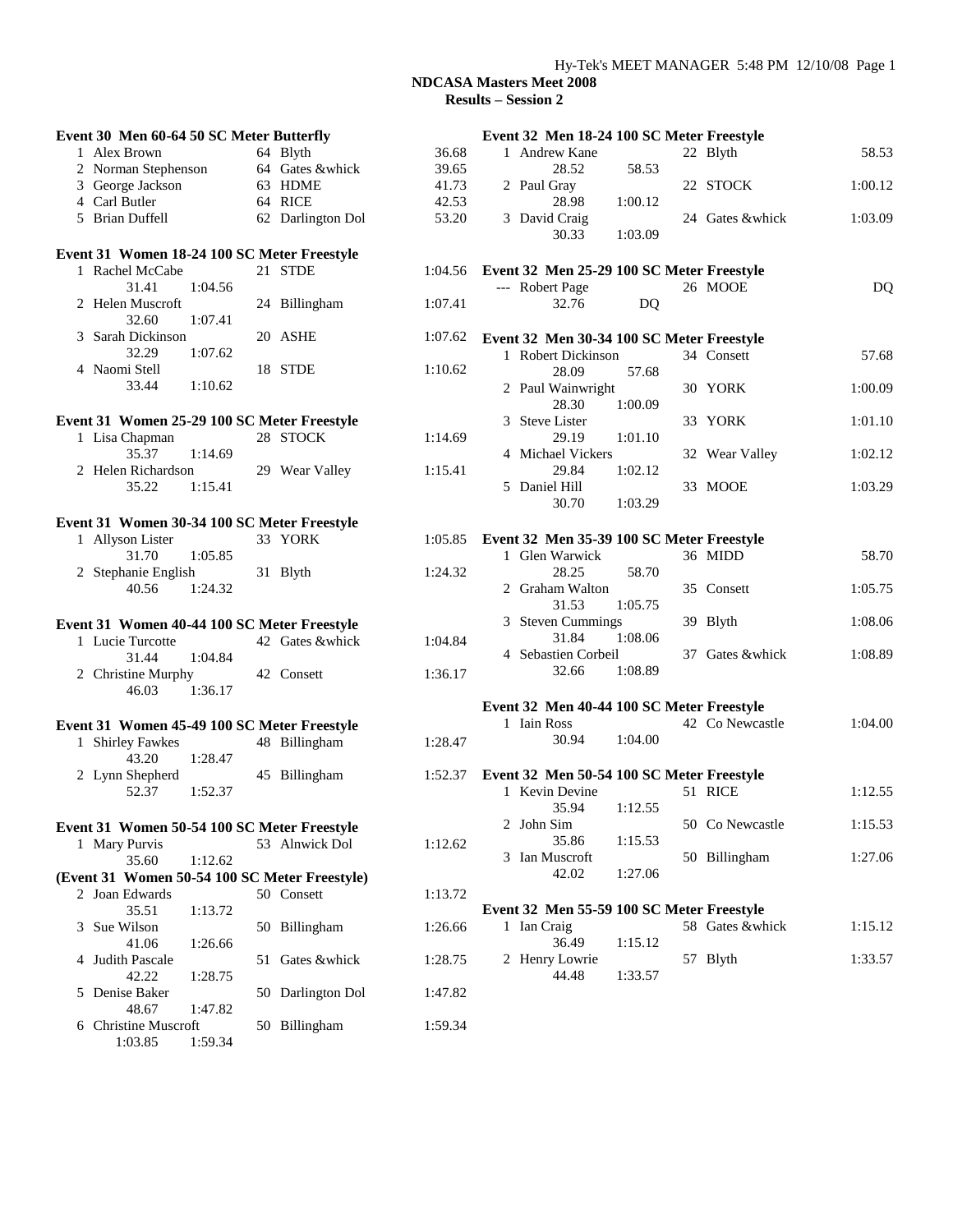Hy-Tek's MEET MANAGER 5:48 PM 12/10/08 Page 1

**NDCASA Masters Meet 2008**
**Results – Session 2**

### Event 30 Men 60-64 50 SC Meter Butterfly

| Place | Name | Age | Team | Time |
|---|---|---|---|---|
| 1 | Alex Brown | 64 | Blyth | 36.68 |
| 2 | Norman Stephenson | 64 | Gates &whick | 39.65 |
| 3 | George Jackson | 63 | HDME | 41.73 |
| 4 | Carl Butler | 64 | RICE | 42.53 |
| 5 | Brian Duffell | 62 | Darlington Dol | 53.20 |

### Event 31 Women 18-24 100 SC Meter Freestyle

| Place | Name | Age | Team | Time | Splits |
|---|---|---|---|---|---|
| 1 | Rachel McCabe | 21 | STDE | 1:04.56 | 31.41, 1:04.56 |
| 2 | Helen Muscroft | 24 | Billingham | 1:07.41 | 32.60, 1:07.41 |
| 3 | Sarah Dickinson | 20 | ASHE | 1:07.62 | 32.29, 1:07.62 |
| 4 | Naomi Stell | 18 | STDE | 1:10.62 | 33.44, 1:10.62 |

### Event 31 Women 25-29 100 SC Meter Freestyle

| Place | Name | Age | Team | Time | Splits |
|---|---|---|---|---|---|
| 1 | Lisa Chapman | 28 | STOCK | 1:14.69 | 35.37, 1:14.69 |
| 2 | Helen Richardson | 29 | Wear Valley | 1:15.41 | 35.22, 1:15.41 |

### Event 31 Women 30-34 100 SC Meter Freestyle

| Place | Name | Age | Team | Time | Splits |
|---|---|---|---|---|---|
| 1 | Allyson Lister | 33 | YORK | 1:05.85 | 31.70, 1:05.85 |
| 2 | Stephanie English | 31 | Blyth | 1:24.32 | 40.56, 1:24.32 |

### Event 31 Women 40-44 100 SC Meter Freestyle

| Place | Name | Age | Team | Time | Splits |
|---|---|---|---|---|---|
| 1 | Lucie Turcotte | 42 | Gates &whick | 1:04.84 | 31.44, 1:04.84 |
| 2 | Christine Murphy | 42 | Consett | 1:36.17 | 46.03, 1:36.17 |

### Event 31 Women 45-49 100 SC Meter Freestyle

| Place | Name | Age | Team | Time | Splits |
|---|---|---|---|---|---|
| 1 | Shirley Fawkes | 48 | Billingham | 1:28.47 | 43.20, 1:28.47 |
| 2 | Lynn Shepherd | 45 | Billingham | 1:52.37 | 52.37, 1:52.37 |

### Event 31 Women 50-54 100 SC Meter Freestyle

| Place | Name | Age | Team | Time | Splits |
|---|---|---|---|---|---|
| 1 | Mary Purvis | 53 | Alnwick Dol | 1:12.62 | 35.60, 1:12.62 |
| 2 | Joan Edwards | 50 | Consett | 1:13.72 | 35.51, 1:13.72 |
| 3 | Sue Wilson | 50 | Billingham | 1:26.66 | 41.06, 1:26.66 |
| 4 | Judith Pascale | 51 | Gates &whick | 1:28.75 | 42.22, 1:28.75 |
| 5 | Denise Baker | 50 | Darlington Dol | 1:47.82 | 48.67, 1:47.82 |
| 6 | Christine Muscroft | 50 | Billingham | 1:59.34 | 1:03.85, 1:59.34 |

### Event 32 Men 18-24 100 SC Meter Freestyle

| Place | Name | Age | Team | Time | Splits |
|---|---|---|---|---|---|
| 1 | Andrew Kane | 22 | Blyth | 58.53 | 28.52, 58.53 |
| 2 | Paul Gray | 22 | STOCK | 1:00.12 | 28.98, 1:00.12 |
| 3 | David Craig | 24 | Gates &whick | 1:03.09 | 30.33, 1:03.09 |

### Event 32 Men 25-29 100 SC Meter Freestyle

| Place | Name | Age | Team | Time | Splits |
|---|---|---|---|---|---|
| --- | Robert Page | 26 | MOOE | DQ | 32.76, DQ |

### Event 32 Men 30-34 100 SC Meter Freestyle

| Place | Name | Age | Team | Time | Splits |
|---|---|---|---|---|---|
| 1 | Robert Dickinson | 34 | Consett | 57.68 | 28.09, 57.68 |
| 2 | Paul Wainwright | 30 | YORK | 1:00.09 | 28.30, 1:00.09 |
| 3 | Steve Lister | 33 | YORK | 1:01.10 | 29.19, 1:01.10 |
| 4 | Michael Vickers | 32 | Wear Valley | 1:02.12 | 29.84, 1:02.12 |
| 5 | Daniel Hill | 33 | MOOE | 1:03.29 | 30.70, 1:03.29 |

### Event 32 Men 35-39 100 SC Meter Freestyle

| Place | Name | Age | Team | Time | Splits |
|---|---|---|---|---|---|
| 1 | Glen Warwick | 36 | MIDD | 58.70 | 28.25, 58.70 |
| 2 | Graham Walton | 35 | Consett | 1:05.75 | 31.53, 1:05.75 |
| 3 | Steven Cummings | 39 | Blyth | 1:08.06 | 31.84, 1:08.06 |
| 4 | Sebastien Corbeil | 37 | Gates &whick | 1:08.89 | 32.66, 1:08.89 |

### Event 32 Men 40-44 100 SC Meter Freestyle

| Place | Name | Age | Team | Time | Splits |
|---|---|---|---|---|---|
| 1 | Iain Ross | 42 | Co Newcastle | 1:04.00 | 30.94, 1:04.00 |

### Event 32 Men 50-54 100 SC Meter Freestyle

| Place | Name | Age | Team | Time | Splits |
|---|---|---|---|---|---|
| 1 | Kevin Devine | 51 | RICE | 1:12.55 | 35.94, 1:12.55 |
| 2 | John Sim | 50 | Co Newcastle | 1:15.53 | 35.86, 1:15.53 |
| 3 | Ian Muscroft | 50 | Billingham | 1:27.06 | 42.02, 1:27.06 |

### Event 32 Men 55-59 100 SC Meter Freestyle

| Place | Name | Age | Team | Time | Splits |
|---|---|---|---|---|---|
| 1 | Ian Craig | 58 | Gates &whick | 1:15.12 | 36.49, 1:15.12 |
| 2 | Henry Lowrie | 57 | Blyth | 1:33.57 | 44.48, 1:33.57 |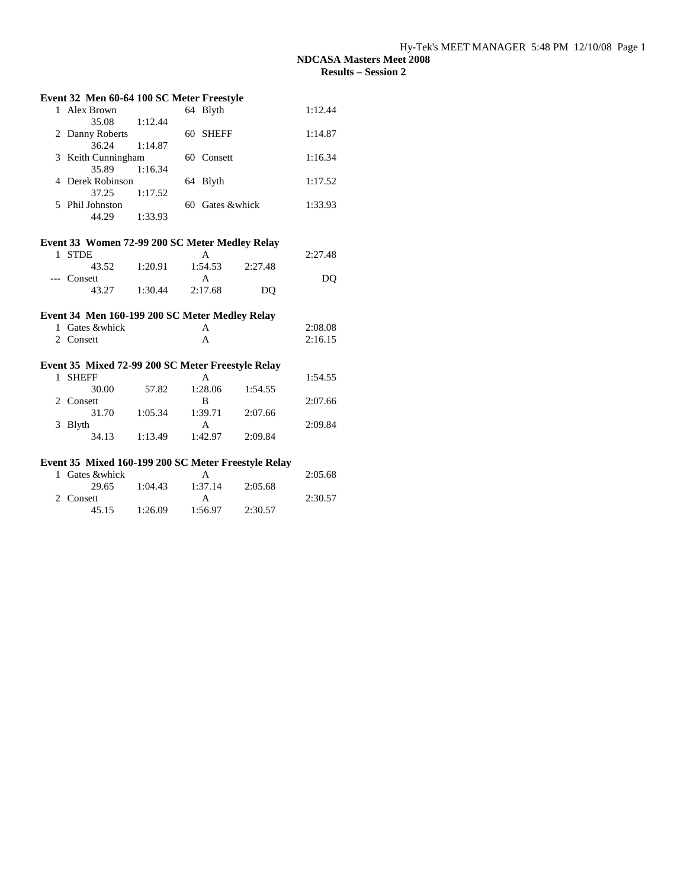**NDCASA Masters Meet 2008**
**Results – Session 2**

### Event 32 Men 60-64 100 SC Meter Freestyle

| | | | | | |
|---|---|---|---|---|---|
| 1 | Alex Brown | 64 | Blyth | | 1:12.44 |
| | 35.08 | 1:12.44 | | | |
| 2 | Danny Roberts | 60 | SHEFF | | 1:14.87 |
| | 36.24 | 1:14.87 | | | |
| 3 | Keith Cunningham | 60 | Consett | | 1:16.34 |
| | 35.89 | 1:16.34 | | | |
| 4 | Derek Robinson | 64 | Blyth | | 1:17.52 |
| | 37.25 | 1:17.52 | | | |
| 5 | Phil Johnston | 60 | Gates &whick | | 1:33.93 |
| | 44.29 | 1:33.93 | | | |

### Event 33 Women 72-99 200 SC Meter Medley Relay

| | | | | | |
|---|---|---|---|---|---|
| 1 | STDE | | A | | 2:27.48 |
| | 43.52 | 1:20.91 | 1:54.53 | 2:27.48 | |
| --- | Consett | | A | | DQ |
| | 43.27 | 1:30.44 | 2:17.68 | DQ | |

### Event 34 Men 160-199 200 SC Meter Medley Relay

| | | | |
|---|---|---|---|
| 1 | Gates &whick | A | 2:08.08 |
| 2 | Consett | A | 2:16.15 |

### Event 35 Mixed 72-99 200 SC Meter Freestyle Relay

| | | | | | |
|---|---|---|---|---|---|
| 1 | SHEFF | | A | | 1:54.55 |
| | 30.00 | 57.82 | 1:28.06 | 1:54.55 | |
| 2 | Consett | | B | | 2:07.66 |
| | 31.70 | 1:05.34 | 1:39.71 | 2:07.66 | |
| 3 | Blyth | | A | | 2:09.84 |
| | 34.13 | 1:13.49 | 1:42.97 | 2:09.84 | |

### Event 35 Mixed 160-199 200 SC Meter Freestyle Relay

| | | | | | |
|---|---|---|---|---|---|
| 1 | Gates &whick | | A | | 2:05.68 |
| | 29.65 | 1:04.43 | 1:37.14 | 2:05.68 | |
| 2 | Consett | | A | | 2:30.57 |
| | 45.15 | 1:26.09 | 1:56.97 | 2:30.57 | |